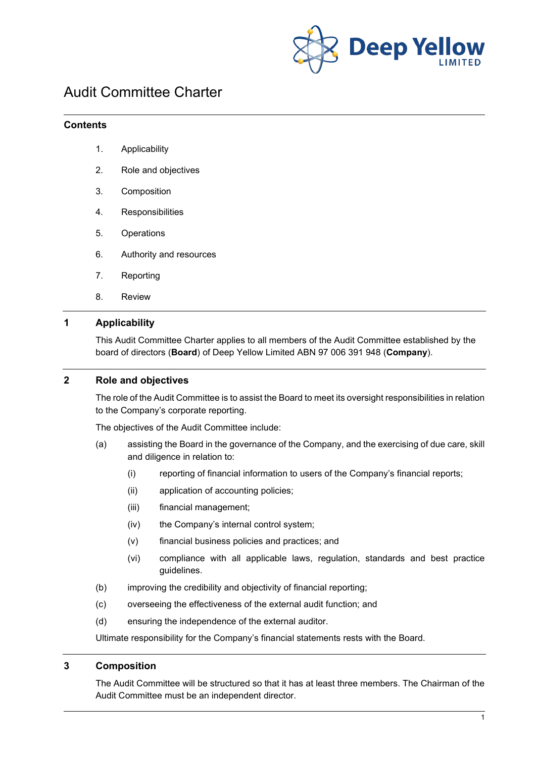# Audit Committee Charter

## Contents

1. Applicability
2. Role and objectives
3. Composition
4. Responsibilities
5. Operations
6. Authority and resources
7. Reporting
8. Review

## 1 Applicability

This Audit Committee Charter applies to all members of the Audit Committee established by the board of directors (**Board**) of Deep Yellow Limited ABN 97 006 391 948 (**Company**).

## 2 Role and objectives

The role of the Audit Committee is to assist the Board to meet its oversight responsibilities in relation to the Company's corporate reporting.

The objectives of the Audit Committee include:

(a) assisting the Board in the governance of the Company, and the exercising of due care, skill and diligence in relation to:

   (i) reporting of financial information to users of the Company's financial reports;

   (ii) application of accounting policies;

   (iii) financial management;

   (iv) the Company's internal control system;

   (v) financial business policies and practices; and

   (vi) compliance with all applicable laws, regulation, standards and best practice guidelines.

(b) improving the credibility and objectivity of financial reporting;

(c) overseeing the effectiveness of the external audit function; and

(d) ensuring the independence of the external auditor.

Ultimate responsibility for the Company's financial statements rests with the Board.

## 3 Composition

The Audit Committee will be structured so that it has at least three members. The Chairman of the Audit Committee must be an independent director.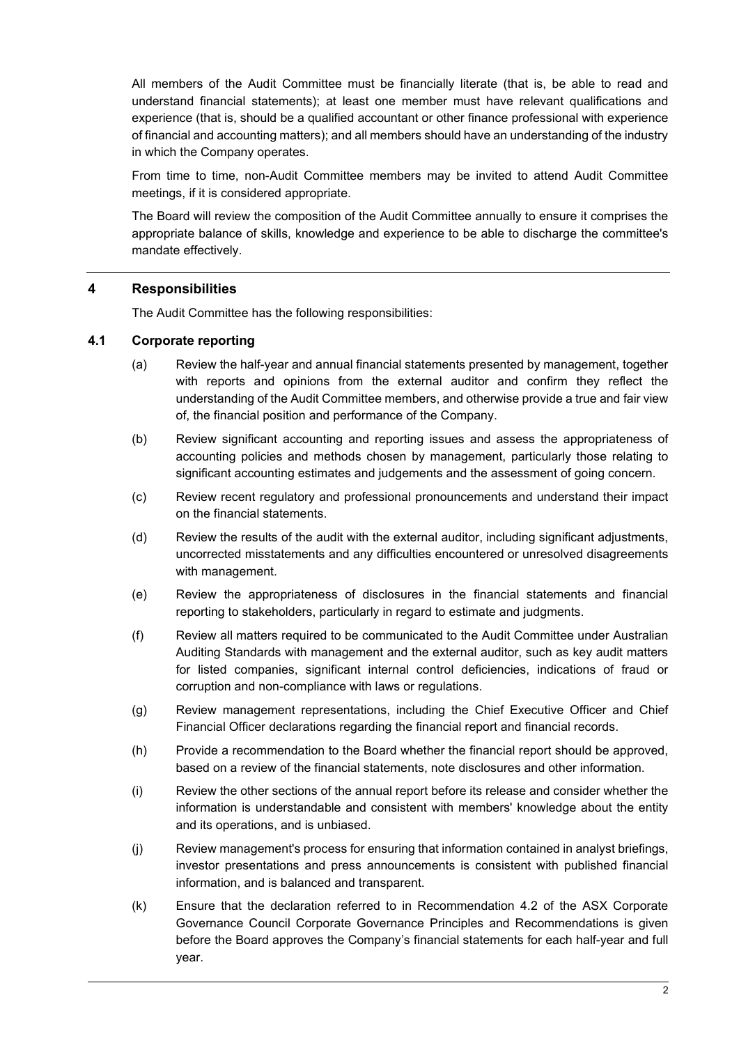All members of the Audit Committee must be financially literate (that is, be able to read and understand financial statements); at least one member must have relevant qualifications and experience (that is, should be a qualified accountant or other finance professional with experience of financial and accounting matters); and all members should have an understanding of the industry in which the Company operates.

From time to time, non-Audit Committee members may be invited to attend Audit Committee meetings, if it is considered appropriate.

The Board will review the composition of the Audit Committee annually to ensure it comprises the appropriate balance of skills, knowledge and experience to be able to discharge the committee's mandate effectively.

## 4 Responsibilities

The Audit Committee has the following responsibilities:

### 4.1 Corporate reporting

(a) Review the half-year and annual financial statements presented by management, together with reports and opinions from the external auditor and confirm they reflect the understanding of the Audit Committee members, and otherwise provide a true and fair view of, the financial position and performance of the Company.

(b) Review significant accounting and reporting issues and assess the appropriateness of accounting policies and methods chosen by management, particularly those relating to significant accounting estimates and judgements and the assessment of going concern.

(c) Review recent regulatory and professional pronouncements and understand their impact on the financial statements.

(d) Review the results of the audit with the external auditor, including significant adjustments, uncorrected misstatements and any difficulties encountered or unresolved disagreements with management.

(e) Review the appropriateness of disclosures in the financial statements and financial reporting to stakeholders, particularly in regard to estimate and judgments.

(f) Review all matters required to be communicated to the Audit Committee under Australian Auditing Standards with management and the external auditor, such as key audit matters for listed companies, significant internal control deficiencies, indications of fraud or corruption and non-compliance with laws or regulations.

(g) Review management representations, including the Chief Executive Officer and Chief Financial Officer declarations regarding the financial report and financial records.

(h) Provide a recommendation to the Board whether the financial report should be approved, based on a review of the financial statements, note disclosures and other information.

(i) Review the other sections of the annual report before its release and consider whether the information is understandable and consistent with members' knowledge about the entity and its operations, and is unbiased.

(j) Review management's process for ensuring that information contained in analyst briefings, investor presentations and press announcements is consistent with published financial information, and is balanced and transparent.

(k) Ensure that the declaration referred to in Recommendation 4.2 of the ASX Corporate Governance Council Corporate Governance Principles and Recommendations is given before the Board approves the Company's financial statements for each half-year and full year.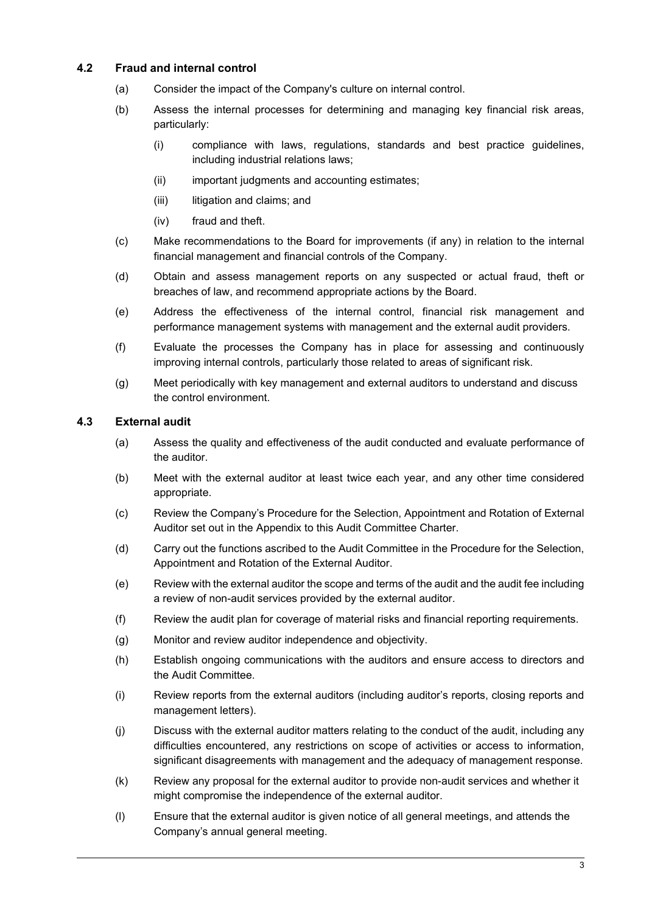### 4.2 Fraud and internal control

(a) Consider the impact of the Company's culture on internal control.

(b) Assess the internal processes for determining and managing key financial risk areas, particularly:

   (i) compliance with laws, regulations, standards and best practice guidelines, including industrial relations laws;

   (ii) important judgments and accounting estimates;

   (iii) litigation and claims; and

   (iv) fraud and theft.

(c) Make recommendations to the Board for improvements (if any) in relation to the internal financial management and financial controls of the Company.

(d) Obtain and assess management reports on any suspected or actual fraud, theft or breaches of law, and recommend appropriate actions by the Board.

(e) Address the effectiveness of the internal control, financial risk management and performance management systems with management and the external audit providers.

(f) Evaluate the processes the Company has in place for assessing and continuously improving internal controls, particularly those related to areas of significant risk.

(g) Meet periodically with key management and external auditors to understand and discuss the control environment.

### 4.3 External audit

(a) Assess the quality and effectiveness of the audit conducted and evaluate performance of the auditor.

(b) Meet with the external auditor at least twice each year, and any other time considered appropriate.

(c) Review the Company's Procedure for the Selection, Appointment and Rotation of External Auditor set out in the Appendix to this Audit Committee Charter.

(d) Carry out the functions ascribed to the Audit Committee in the Procedure for the Selection, Appointment and Rotation of the External Auditor.

(e) Review with the external auditor the scope and terms of the audit and the audit fee including a review of non-audit services provided by the external auditor.

(f) Review the audit plan for coverage of material risks and financial reporting requirements.

(g) Monitor and review auditor independence and objectivity.

(h) Establish ongoing communications with the auditors and ensure access to directors and the Audit Committee.

(i) Review reports from the external auditors (including auditor's reports, closing reports and management letters).

(j) Discuss with the external auditor matters relating to the conduct of the audit, including any difficulties encountered, any restrictions on scope of activities or access to information, significant disagreements with management and the adequacy of management response.

(k) Review any proposal for the external auditor to provide non-audit services and whether it might compromise the independence of the external auditor.

(l) Ensure that the external auditor is given notice of all general meetings, and attends the Company's annual general meeting.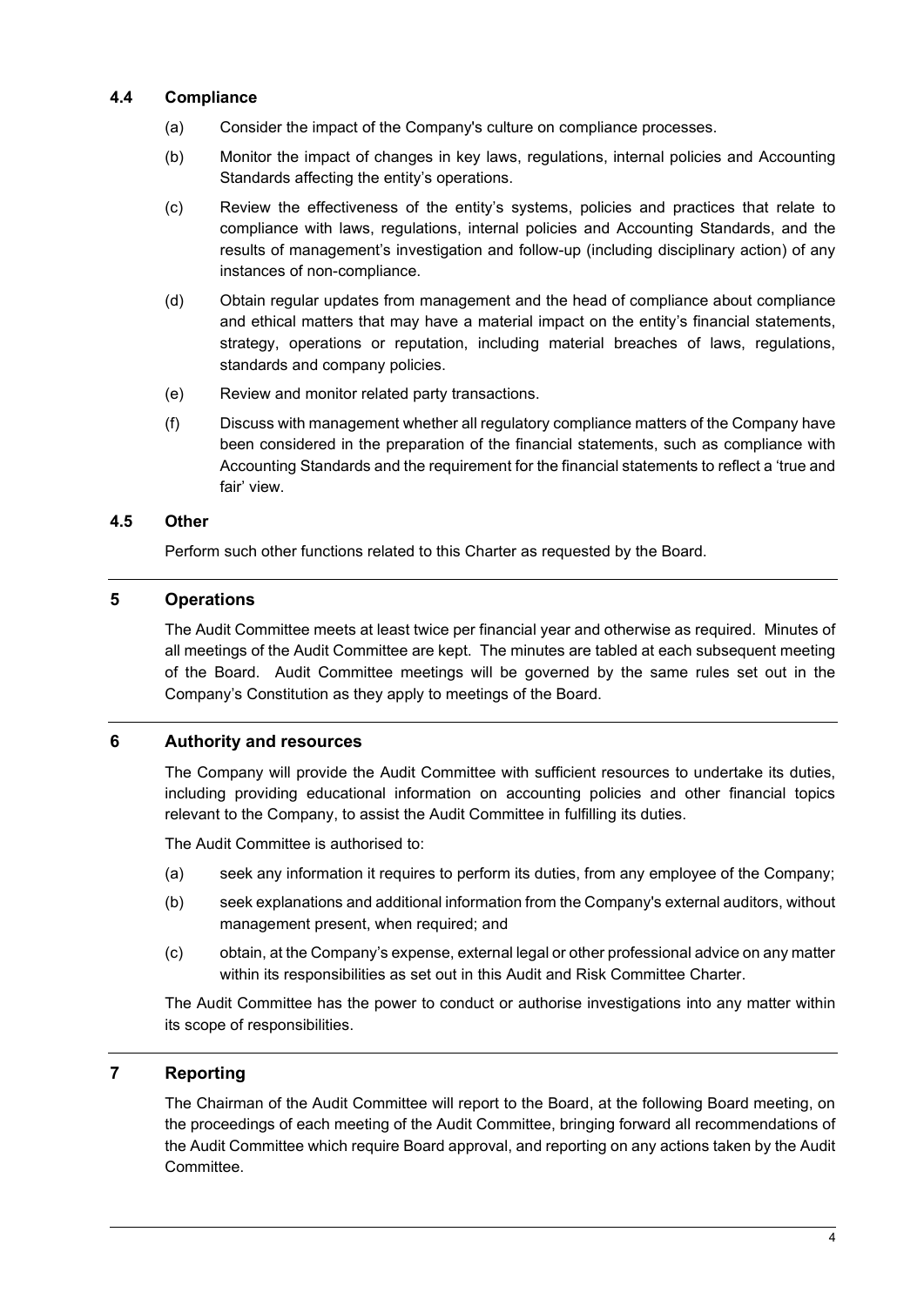### 4.4 Compliance

(a) Consider the impact of the Company's culture on compliance processes.

(b) Monitor the impact of changes in key laws, regulations, internal policies and Accounting Standards affecting the entity's operations.

(c) Review the effectiveness of the entity's systems, policies and practices that relate to compliance with laws, regulations, internal policies and Accounting Standards, and the results of management's investigation and follow-up (including disciplinary action) of any instances of non-compliance.

(d) Obtain regular updates from management and the head of compliance about compliance and ethical matters that may have a material impact on the entity's financial statements, strategy, operations or reputation, including material breaches of laws, regulations, standards and company policies.

(e) Review and monitor related party transactions.

(f) Discuss with management whether all regulatory compliance matters of the Company have been considered in the preparation of the financial statements, such as compliance with Accounting Standards and the requirement for the financial statements to reflect a 'true and fair' view.

### 4.5 Other

Perform such other functions related to this Charter as requested by the Board.

## 5 Operations

The Audit Committee meets at least twice per financial year and otherwise as required. Minutes of all meetings of the Audit Committee are kept. The minutes are tabled at each subsequent meeting of the Board. Audit Committee meetings will be governed by the same rules set out in the Company's Constitution as they apply to meetings of the Board.

## 6 Authority and resources

The Company will provide the Audit Committee with sufficient resources to undertake its duties, including providing educational information on accounting policies and other financial topics relevant to the Company, to assist the Audit Committee in fulfilling its duties.

The Audit Committee is authorised to:

(a) seek any information it requires to perform its duties, from any employee of the Company;

(b) seek explanations and additional information from the Company's external auditors, without management present, when required; and

(c) obtain, at the Company's expense, external legal or other professional advice on any matter within its responsibilities as set out in this Audit and Risk Committee Charter.

The Audit Committee has the power to conduct or authorise investigations into any matter within its scope of responsibilities.

## 7 Reporting

The Chairman of the Audit Committee will report to the Board, at the following Board meeting, on the proceedings of each meeting of the Audit Committee, bringing forward all recommendations of the Audit Committee which require Board approval, and reporting on any actions taken by the Audit Committee.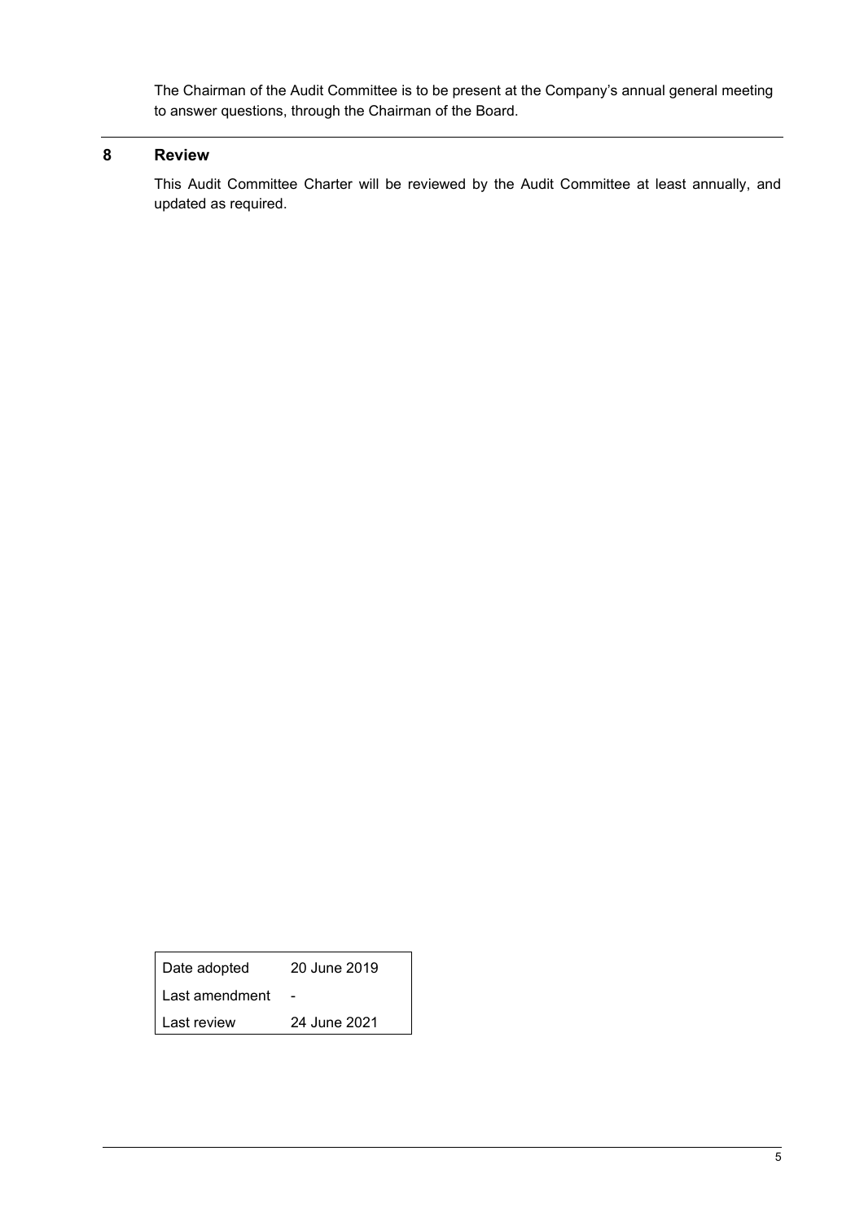The Chairman of the Audit Committee is to be present at the Company's annual general meeting to answer questions, through the Chairman of the Board.

## 8 Review

This Audit Committee Charter will be reviewed by the Audit Committee at least annually, and updated as required.

| | |
|---|---|
| Date adopted | 20 June 2019 |
| Last amendment | - |
| Last review | 24 June 2021 |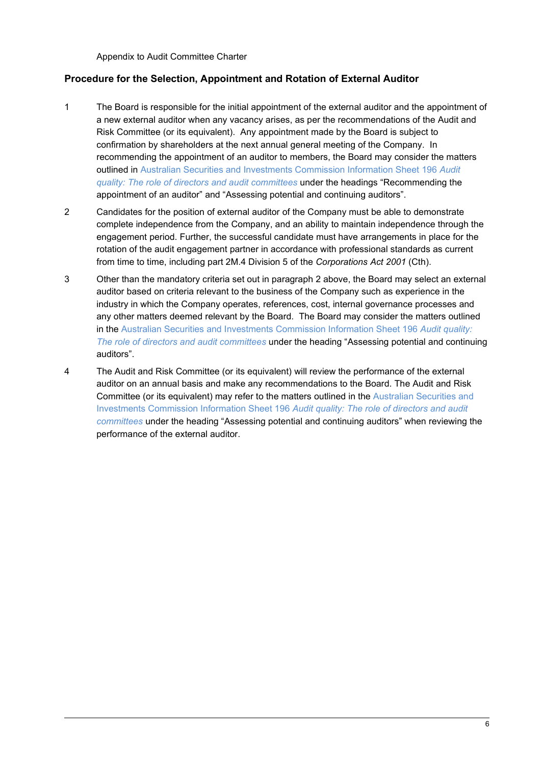Appendix to Audit Committee Charter

## Procedure for the Selection, Appointment and Rotation of External Auditor

1. The Board is responsible for the initial appointment of the external auditor and the appointment of a new external auditor when any vacancy arises, as per the recommendations of the Audit and Risk Committee (or its equivalent). Any appointment made by the Board is subject to confirmation by shareholders at the next annual general meeting of the Company. In recommending the appointment of an auditor to members, the Board may consider the matters outlined in Australian Securities and Investments Commission Information Sheet 196 *Audit quality: The role of directors and audit committees* under the headings "Recommending the appointment of an auditor" and "Assessing potential and continuing auditors".

2. Candidates for the position of external auditor of the Company must be able to demonstrate complete independence from the Company, and an ability to maintain independence through the engagement period. Further, the successful candidate must have arrangements in place for the rotation of the audit engagement partner in accordance with professional standards as current from time to time, including part 2M.4 Division 5 of the *Corporations Act 2001* (Cth).

3. Other than the mandatory criteria set out in paragraph 2 above, the Board may select an external auditor based on criteria relevant to the business of the Company such as experience in the industry in which the Company operates, references, cost, internal governance processes and any other matters deemed relevant by the Board. The Board may consider the matters outlined in the Australian Securities and Investments Commission Information Sheet 196 *Audit quality: The role of directors and audit committees* under the heading "Assessing potential and continuing auditors".

4. The Audit and Risk Committee (or its equivalent) will review the performance of the external auditor on an annual basis and make any recommendations to the Board. The Audit and Risk Committee (or its equivalent) may refer to the matters outlined in the Australian Securities and Investments Commission Information Sheet 196 *Audit quality: The role of directors and audit committees* under the heading "Assessing potential and continuing auditors" when reviewing the performance of the external auditor.